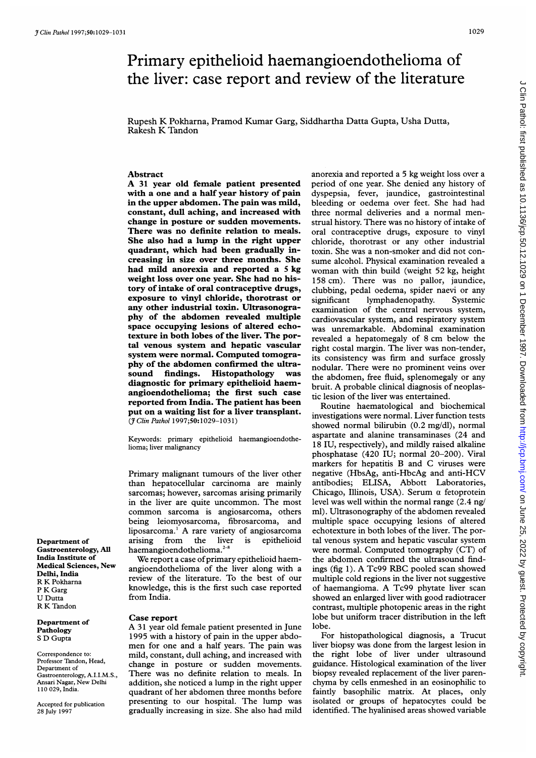# Primary epithelioid haemangioendothelioma of the liver: case report and review of the literature

Rupesh K Pokharna, Pramod Kumar Garg, Siddhartha Datta Gupta, Usha Dutta, Rakesh K Tandon

## Abstract

**A 31 year old female patient presented with a one and a half year history of pain in the upper abdomen. The pain was mild, constant, dull aching, and increased with change in posture or sudden movements. There was no definite relation to meals. She also had a lump in the right upper quadrant, which had been gradually increasing in size over three months. She had mild anorexia and reported a 5 kg weight loss over one year. She had no history of intake of oral contraceptive drugs, exposure to vinyl chloride, thorotrast or any other industrial toxin. Ultrasonography of the abdomen revealed multiple space occupying lesions of altered echotexture in both lobes of the liver. The portal venous system and hepatic vascular system were normal. Computed tomography of the abdomen confirmed the ultrasound findings. Histopathology was diagnostic for primary epithelioid haemangioendothelioma; the first such case reported from India. The patient has been put on a waiting list for a liver transplant.**
(*J Clin Pathol* 1997;**50**:1029–1031)

Keywords: primary epithelioid haemangioendothelioma; liver malignancy

Primary malignant tumours of the liver other than hepatocellular carcinoma are mainly sarcomas; however, sarcomas arising primarily in the liver are quite uncommon. The most common sarcoma is angiosarcoma, others being leiomyosarcoma, fibrosarcoma, and liposarcoma.[1] A rare variety of angiosarcoma arising from the liver is epithelioid haemangioendothelioma.[2–8]

We report a case of primary epithelioid haemangioendothelioma of the liver along with a review of the literature. To the best of our knowledge, this is the first such case reported from India.

## Case report

A 31 year old female patient presented in June 1995 with a history of pain in the upper abdomen for one and a half years. The pain was mild, constant, dull aching, and increased with change in posture or sudden movements. There was no definite relation to meals. In addition, she noticed a lump in the right upper quadrant of her abdomen three months before presenting to our hospital. The lump was gradually increasing in size. She also had mild anorexia and reported a 5 kg weight loss over a period of one year. She denied any history of dyspepsia, fever, jaundice, gastrointestinal bleeding or oedema over feet. She had had three normal deliveries and a normal menstrual history. There was no history of intake of oral contraceptive drugs, exposure to vinyl chloride, thorotrast or any other industrial toxin. She was a non-smoker and did not consume alcohol. Physical examination revealed a woman with thin build (weight 52 kg, height 158 cm). There was no pallor, jaundice, clubbing, pedal oedema, spider naevi or any significant lymphadenopathy. Systemic examination of the central nervous system, cardiovascular system, and respiratory system was unremarkable. Abdominal examination revealed a hepatomegaly of 8 cm below the right costal margin. The liver was non-tender, its consistency was firm and surface grossly nodular. There were no prominent veins over the abdomen, free fluid, splenomegaly or any bruit. A probable clinical diagnosis of neoplastic lesion of the liver was entertained.

Routine haematological and biochemical investigations were normal. Liver function tests showed normal bilirubin (0.2 mg/dl), normal aspartate and alanine transaminases (24 and 18 IU, respectively), and mildly raised alkaline phosphatase (420 IU; normal 20–200). Viral markers for hepatitis B and C viruses were negative (HbsAg, anti-HbcAg and anti-HCV antibodies; ELISA, Abbott Laboratories, Chicago, Illinois, USA). Serum α fetoprotein level was well within the normal range (2.4 ng/ml). Ultrasonography of the abdomen revealed multiple space occupying lesions of altered echotexture in both lobes of the liver. The portal venous system and hepatic vascular system were normal. Computed tomography (CT) of the abdomen confirmed the ultrasound findings (fig 1). A Tc99 RBC pooled scan showed multiple cold regions in the liver not suggestive of haemangioma. A Tc99 phytate liver scan showed an enlarged liver with good radiotracer contrast, multiple photopenic areas in the right lobe but uniform tracer distribution in the left lobe.

For histopathological diagnosis, a Trucut liver biopsy was done from the largest lesion in the right lobe of liver under ultrasound guidance. Histological examination of the liver biopsy revealed replacement of the liver parenchyma by cells enmeshed in an eosinophilic to faintly basophilic matrix. At places, only isolated or groups of hepatocytes could be identified. The hyalinised areas showed variable

Department of Gastroenterology, All India Institute of Medical Sciences, New Delhi, India
R K Pokharna
P K Garg
U Dutta
R K Tandon

Department of Pathology
S D Gupta

Correspondence to: Professor Tandon, Head, Department of Gastroenterology, A.I.I.M.S., Ansari Nagar, New Delhi 110 029, India.

Accepted for publication 28 July 1997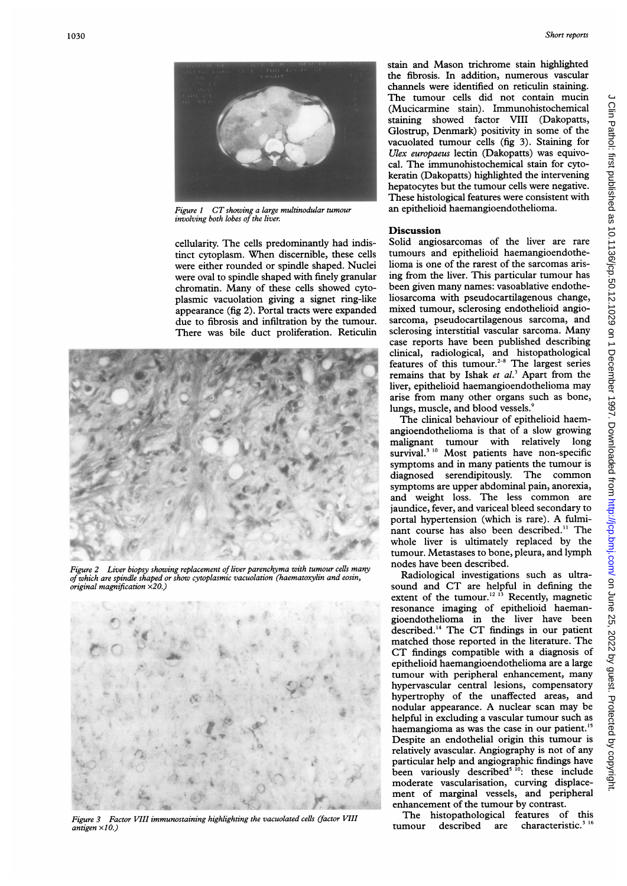Figure 1 CT showing a large multinodular tumour involving both lobes of the liver.

cellularity. The cells predominantly had indistinct cytoplasm. When discernible, these cells were either rounded or spindle shaped. Nuclei were oval to spindle shaped with finely granular chromatin. Many of these cells showed cytoplasmic vacuolation giving a signet ring-like appearance (fig 2). Portal tracts were expanded due to fibrosis and infiltration by the tumour. There was bile duct proliferation. Reticulin stain and Mason trichrome stain highlighted the fibrosis. In addition, numerous vascular channels were identified on reticulin staining. The tumour cells did not contain mucin (Mucicarmine stain). Immunohistochemical staining showed factor VIII (Dakopatts, Glostrup, Denmark) positivity in some of the vacuolated tumour cells (fig 3). Staining for *Ulex europaeus* lectin (Dakopatts) was equivocal. The immunohistochemical stain for cytokeratin (Dakopatts) highlighted the intervening hepatocytes but the tumour cells were negative. These histological features were consistent with an epithelioid haemangioendothelioma.

Figure 2 Liver biopsy showing replacement of liver parenchyma with tumour cells many of which are spindle shaped or show cytoplasmic vacuolation (haematoxylin and eosin, original magnification ×20.)

Figure 3 Factor VIII immunostaining highlighting the vacuolated cells (factor VIII antigen ×10.)

## Discussion

Solid angiosarcomas of the liver are rare tumours and epithelioid haemangioendothelioma is one of the rarest of the sarcomas arising from the liver. This particular tumour has been given many names: vasoablative endotheliosarcoma with pseudocartilagenous change, mixed tumour, sclerosing endothelioid angiosarcoma, pseudocartilagenous sarcoma, and sclerosing interstitial vascular sarcoma. Many case reports have been published describing clinical, radiological, and histopathological features of this tumour.[2–8] The largest series remains that by Ishak *et al*.[3] Apart from the liver, epithelioid haemangioendothelioma may arise from many other organs such as bone, lungs, muscle, and blood vessels.[9]

The clinical behaviour of epithelioid haemangioendothelioma is that of a slow growing malignant tumour with relatively long survival.[3,10] Most patients have non-specific symptoms and in many patients the tumour is diagnosed serendipitously. The common symptoms are upper abdominal pain, anorexia, and weight loss. The less common are jaundice, fever, and variceal bleed secondary to portal hypertension (which is rare). A fulminant course has also been described.[11] The whole liver is ultimately replaced by the tumour. Metastases to bone, pleura, and lymph nodes have been described.

Radiological investigations such as ultrasound and CT are helpful in defining the extent of the tumour.[12,13] Recently, magnetic resonance imaging of epithelioid haemangioendothelioma in the liver have been described.[14] The CT findings in our patient matched those reported in the literature. The CT findings compatible with a diagnosis of epithelioid haemangioendothelioma are a large tumour with peripheral enhancement, many hypervascular central lesions, compensatory hypertrophy of the unaffected areas, and nodular appearance. A nuclear scan may be helpful in excluding a vascular tumour such as haemangioma as was the case in our patient.[15] Despite an endothelial origin this tumour is relatively avascular. Angiography is not of any particular help and angiographic findings have been variously described[5,10]: these include moderate vascularisation, curving displacement of marginal vessels, and peripheral enhancement of the tumour by contrast.

The histopathological features of this tumour described are characteristic.[3,16]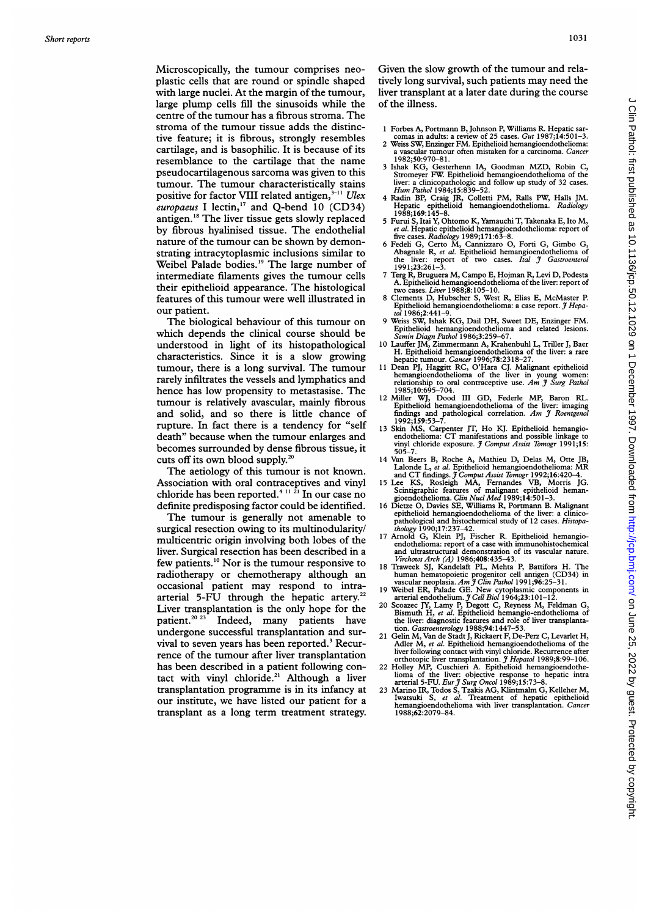Microscopically, the tumour comprises neoplastic cells that are round or spindle shaped with large nuclei. At the margin of the tumour, large plump cells fill the sinusoids while the centre of the tumour has a fibrous stroma. The stroma of the tumour tissue adds the distinctive feature; it is fibrous, strongly resembles cartilage, and is basophilic. It is because of its resemblance to the cartilage that the name pseudocartilagenous sarcoma was given to this tumour. The tumour characteristically stains positive for factor VIII related antigen,[3-11] *Ulex europaeus* I lectin,[17] and Q-bend 10 (CD34) antigen.[18] The liver tissue gets slowly replaced by fibrous hyalinised tissue. The endothelial nature of the tumour can be shown by demonstrating intracytoplasmic inclusions similar to Weibel Palade bodies.[19] The large number of intermediate filaments gives the tumour cells their epithelioid appearance. The histological features of this tumour were well illustrated in our patient.

The biological behaviour of this tumour on which depends the clinical course should be understood in light of its histopathological characteristics. Since it is a slow growing tumour, there is a long survival. The tumour rarely infiltrates the vessels and lymphatics and hence has low propensity to metastasise. The tumour is relatively avascular, mainly fibrous and solid, and so there is little chance of rupture. In fact there is a tendency for "self death" because when the tumour enlarges and becomes surrounded by dense fibrous tissue, it cuts off its own blood supply.[20]

The aetiology of this tumour is not known. Association with oral contraceptives and vinyl chloride has been reported.[4 11 21] In our case no definite predisposing factor could be identified.

The tumour is generally not amenable to surgical resection owing to its multinodularity/multicentric origin involving both lobes of the liver. Surgical resection has been described in a few patients.[10] Nor is the tumour responsive to radiotherapy or chemotherapy although an occasional patient may respond to intra-arterial 5-FU through the hepatic artery.[22] Liver transplantation is the only hope for the patient.[20 23] Indeed, many patients have undergone successful transplantation and survival to seven years has been reported.[3] Recurrence of the tumour after liver transplantation has been described in a patient following contact with vinyl chloride.[21] Although a liver transplantation programme is in its infancy at our institute, we have listed our patient for a transplant as a long term treatment strategy. Given the slow growth of the tumour and relatively long survival, such patients may need the liver transplant at a later date during the course of the illness.

1. Forbes A, Portmann B, Johnson P, Williams R. Hepatic sarcomas in adults: a review of 25 cases. *Gut* 1987;**14**:501–3.
2. Weiss SW, Enzinger FM. Epithelioid hemangioendothelioma: a vascular tumour often mistaken for a carcinoma. *Cancer* 1982;**50**:970–81.
3. Ishak KG, Gesterhenn IA, Goodman MZD, Robin C, Stromeyer FW. Epithelioid hemangioendothelioma of the liver: a clinicopathologic and follow up study of 32 cases. *Hum Pathol* 1984;**15**:839–52.
4. Radin BP, Craig JR, Colletti PM, Ralls PW, Halls JM. Hepatic epithelioid hemangioendothelioma. *Radiology* 1988;**169**:145–8.
5. Furui S, Itai Y, Ohtomo K, Yamauchi T, Takenaka E, Ito M, *et al*. Hepatic epithelioid hemangioendothelioma: report of five cases. *Radiology* 1989;**171**:63–8.
6. Fedeli G, Certo M, Cannizzaro O, Forti G, Gimbo G, Abagnale R, *et al*. Epithelioid hemangioendothelioma of the liver: report of two cases. *Ital J Gastroenterol* 1991;**23**:261–3.
7. Terg R, Bruguera M, Campo E, Hojman R, Levi D, Podesta A. Epithelioid hemangioendothelioma of the liver: report of two cases. *Liver* 1988;**8**:105–10.
8. Clements D, Hubscher S, West R, Elias E, McMaster P. Epithelioid hemangioendothelioma: a case report. *J Hepatol* 1986;**2**:441–9.
9. Weiss SW, Ishak KG, Dail DH, Sweet DE, Enzinger FM. Epithelioid hemangioendothelioma and related lesions. *Semin Diagn Pathol* 1986;**3**:259–67.
10. Lauffer JM, Zimmermann A, Krahenbuhl L, Triller J, Baer H. Epithelioid hemangioendothelioma of the liver: a rare hepatic tumour. *Cancer* 1996;**78**:2318–27.
11. Dean PJ, Haggitt RC, O'Hara CJ. Malignant epithelioid hemangioendothelioma of the liver in young women: relationship to oral contraceptive use. *Am J Surg Pathol* 1985;**10**:695–704.
12. Miller WJ, Dood III GD, Federle MP, Baron RL. Epithelioid hemangioendothelioma of the liver: imaging findings and pathological correlation. *Am J Roentgenol* 1992;**159**:53–7.
13. Skin MS, Carpenter JT, Ho KJ. Epithelioid hemangioendothelioma: CT manifestations and possible linkage to vinyl chloride exposure. *J Comput Assist Tomogr* 1991;**15**: 505–7.
14. Van Beers B, Roche A, Mathieu D, Delas M, Otte JB, Lalonde L, *et al*. Epithelioid hemangioendothelioma: MR and CT findings. *J Comput Assist Tomogr* 1992;**16**:420–4.
15. Lee KS, Rosleigh MA, Fernandes VB, Morris JG. Scintigraphic features of malignant epithelioid hemangioendothelioma. *Clin Nucl Med* 1989;**14**:501–3.
16. Dietze O, Davies SE, Williams R, Portmann B. Malignant epithelioid hemangioendothelioma of the liver: a clinicopathological and histochemical study of 12 cases. *Histopathology* 1990;**17**:237–42.
17. Arnold G, Klein PJ, Fischer R. Epithelioid hemangioendothelioma: report of a case with immunohistochemical and ultrastructural demonstration of its vascular nature. *Virchows Arch (A)* 1986;**408**:435–43.
18. Traweek SJ, Kandelaft PL, Mehta P, Battifora H. The human hematopoietic progenitor cell antigen (CD34) in vascular neoplasia. *Am J Clin Pathol* 1991;**96**:25–31.
19. Weibel ER, Palade GE. New cytoplasmic components in arterial endothelium. *J Cell Biol* 1964;**23**:101–12.
20. Scoazec JY, Lamy P, Degott C, Reyness M, Feldman G, Bismuth H, *et al*. Epithelioid hemangio-endothelioma of the liver: diagnostic features and role of liver transplantation. *Gastroenterology* 1988;**94**:1447–53.
21. Gelin M, Van de Stadt J, Rickaert F, De-Perz C, Levarlet H, Adler M, *et al*. Epithelioid hemangioendothelioma of the liver following contact with vinyl chloride. Recurrence after orthotopic liver transplantation. *J Hepatol* 1989;**8**:99–106.
22. Holley MP, Cuschieri A. Epithelioid hemangioendothelioma of the liver: objective response to hepatic intra arterial 5-FU. *Eur J Surg Oncol* 1989;**15**:73–8.
23. Marino IR, Todos S, Tzakis AG, Klintmalm G, Kelleher M, Iwatsuki S, *et al*. Treatment of hepatic epithelioid hemangioendothelioma with liver transplantation. *Cancer* 1988;**62**:2079–84.